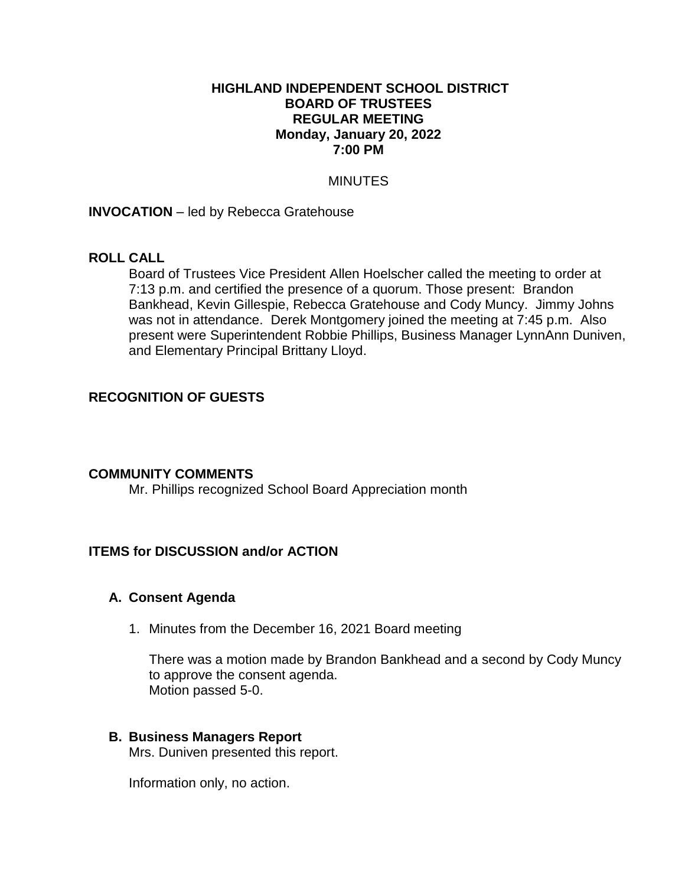# HIGHLAND INDEPENDENT SCHOOL DISTRICT
## BOARD OF TRUSTEES
## REGULAR MEETING
## Monday, January 20, 2022
## 7:00 PM

MINUTES

**INVOCATION** – led by Rebecca Gratehouse

**ROLL CALL**

Board of Trustees Vice President Allen Hoelscher called the meeting to order at 7:13 p.m. and certified the presence of a quorum. Those present: Brandon Bankhead, Kevin Gillespie, Rebecca Gratehouse and Cody Muncy. Jimmy Johns was not in attendance. Derek Montgomery joined the meeting at 7:45 p.m. Also present were Superintendent Robbie Phillips, Business Manager LynnAnn Duniven, and Elementary Principal Brittany Lloyd.

**RECOGNITION OF GUESTS**

**COMMUNITY COMMENTS**

Mr. Phillips recognized School Board Appreciation month

**ITEMS for DISCUSSION and/or ACTION**

**A. Consent Agenda**

1. Minutes from the December 16, 2021 Board meeting

   There was a motion made by Brandon Bankhead and a second by Cody Muncy to approve the consent agenda.
   Motion passed 5-0.

**B. Business Managers Report**

Mrs. Duniven presented this report.

Information only, no action.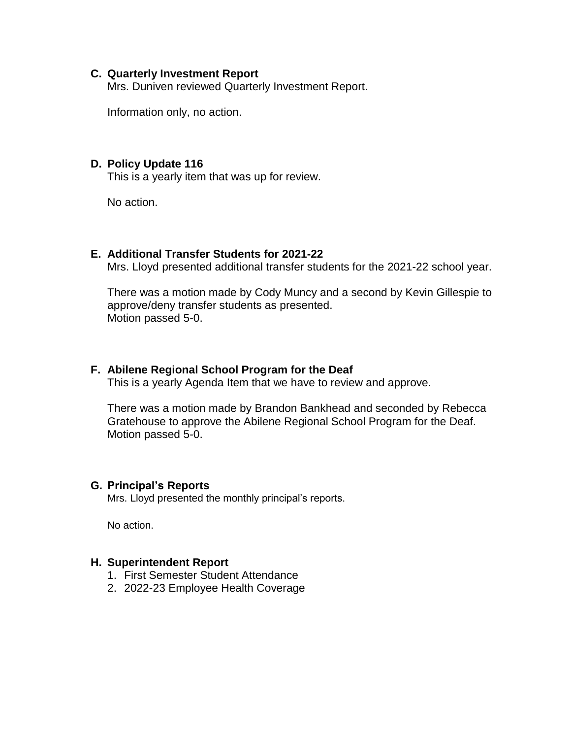**C. Quarterly Investment Report**

Mrs. Duniven reviewed Quarterly Investment Report.

Information only, no action.

**D. Policy Update 116**

This is a yearly item that was up for review.

No action.

**E. Additional Transfer Students for 2021-22**

Mrs. Lloyd presented additional transfer students for the 2021-22 school year.

There was a motion made by Cody Muncy and a second by Kevin Gillespie to approve/deny transfer students as presented.
Motion passed 5-0.

**F. Abilene Regional School Program for the Deaf**

This is a yearly Agenda Item that we have to review and approve.

There was a motion made by Brandon Bankhead and seconded by Rebecca Gratehouse to approve the Abilene Regional School Program for the Deaf.
Motion passed 5-0.

**G. Principal's Reports**

Mrs. Lloyd presented the monthly principal's reports.

No action.

**H. Superintendent Report**

1. First Semester Student Attendance
2. 2022-23 Employee Health Coverage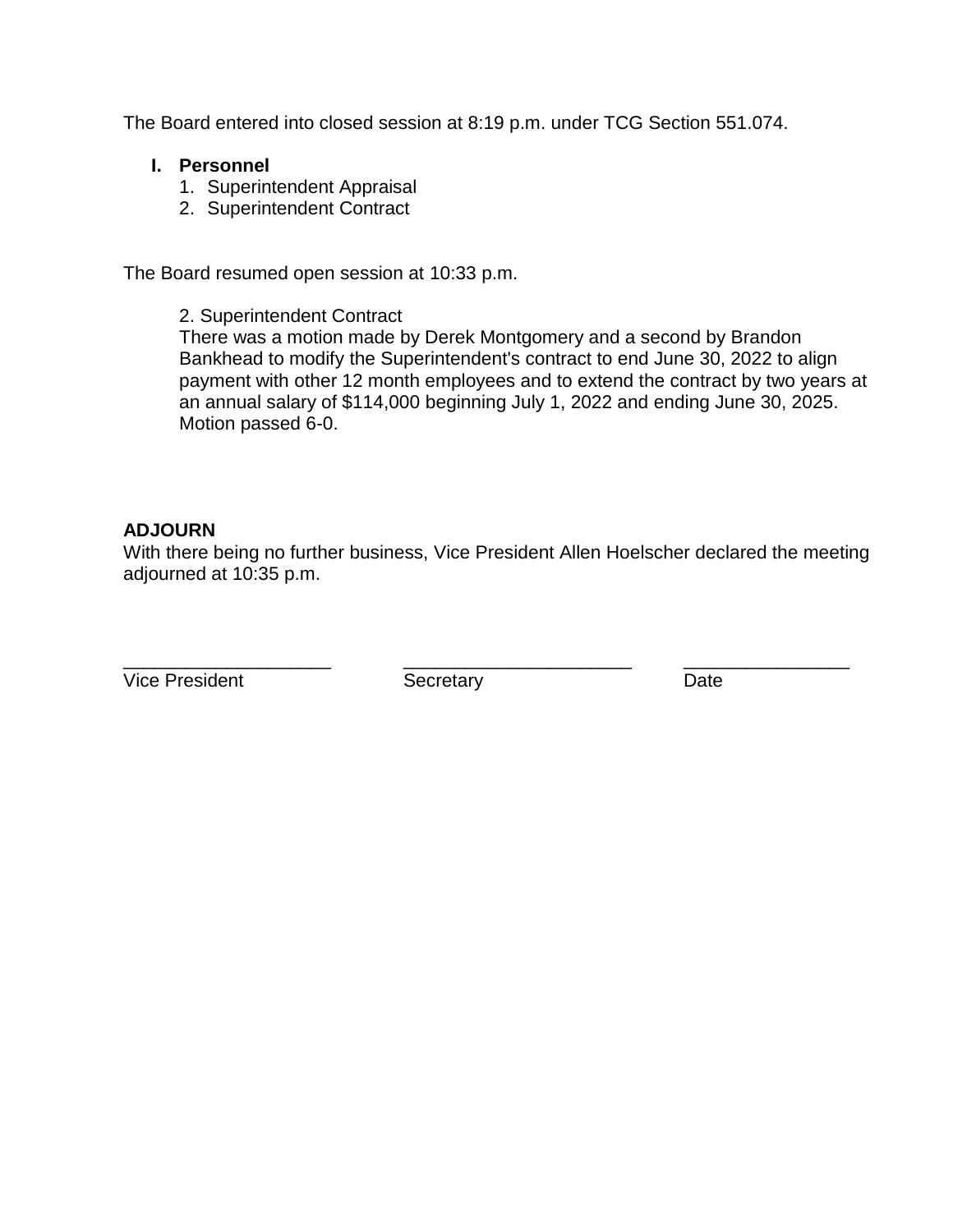The Board entered into closed session at 8:19 p.m. under TCG Section 551.074.

I. **Personnel**
   1. Superintendent Appraisal
   2. Superintendent Contract

The Board resumed open session at 10:33 p.m.

> 2. Superintendent Contract
> There was a motion made by Derek Montgomery and a second by Brandon Bankhead to modify the Superintendent's contract to end June 30, 2022 to align payment with other 12 month employees and to extend the contract by two years at an annual salary of $114,000 beginning July 1, 2022 and ending June 30, 2025. Motion passed 6-0.

**ADJOURN**

With there being no further business, Vice President Allen Hoelscher declared the meeting adjourned at 10:35 p.m.

| | | |
|---|---|---|
| ____________________ | ______________________ | ________________ |
| Vice President | Secretary | Date |